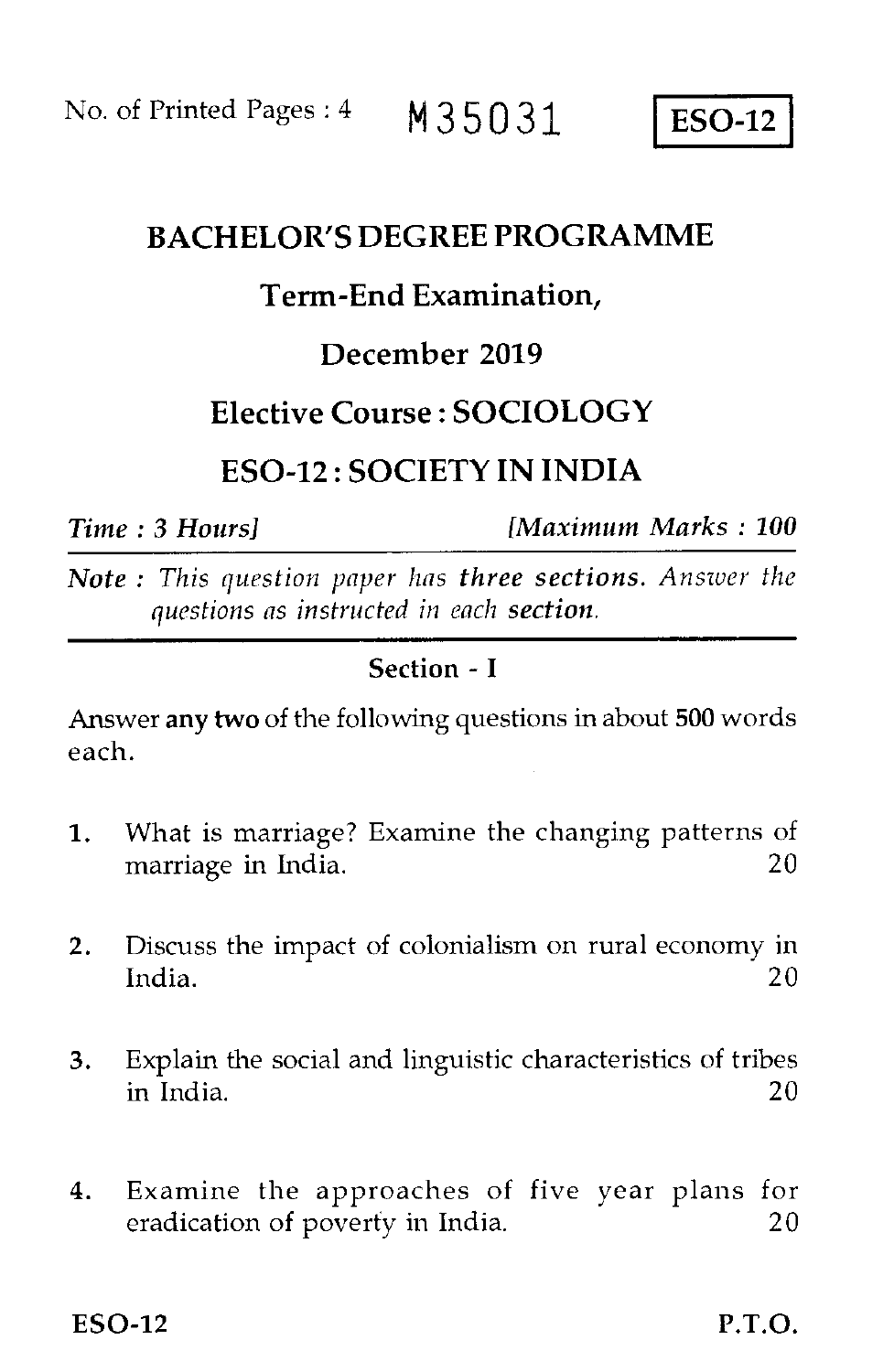No. of Printed Pages : 4 **M35031** **ESO-12**

# BACHELOR'S DEGREE PROGRAMME

## Term-End Examination,

## December 2019

## Elective Course : SOCIOLOGY

## ESO-12 : SOCIETY IN INDIA

*Time : 3 Hours]* *[Maximum Marks : 100*

*Note : This question paper has* ***three sections.*** *Answer the questions as instructed in each* ***section.***

---

### Section - I

Answer **any two** of the following questions in about **500** words each.

1. What is marriage? Examine the changing patterns of marriage in India. 20

2. Discuss the impact of colonialism on rural economy in India. 20

3. Explain the social and linguistic characteristics of tribes in India. 20

4. Examine the approaches of five year plans for eradication of poverty in India. 20

**ESO-12** **P.T.O.**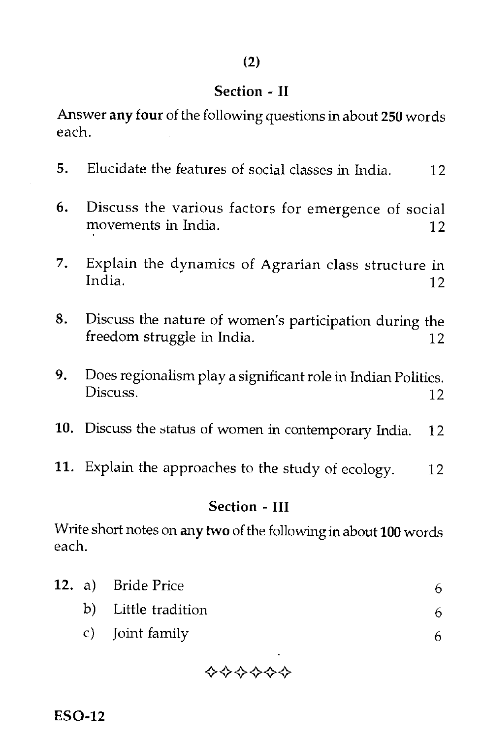## Section - II

Answer **any four** of the following questions in about **250** words each.

5. Elucidate the features of social classes in India. 12

6. Discuss the various factors for emergence of social movements in India. 12

7. Explain the dynamics of Agrarian class structure in India. 12

8. Discuss the nature of women's participation during the freedom struggle in India. 12

9. Does regionalism play a significant role in Indian Politics. Discuss. 12

10. Discuss the status of women in contemporary India. 12

11. Explain the approaches to the study of ecology. 12

## Section - III

Write short notes on **any two** of the following in about **100** words each.

12. a) Bride Price 6

    b) Little tradition 6

    c) Joint family 6

✧✧✧✧✧✧

ESO-12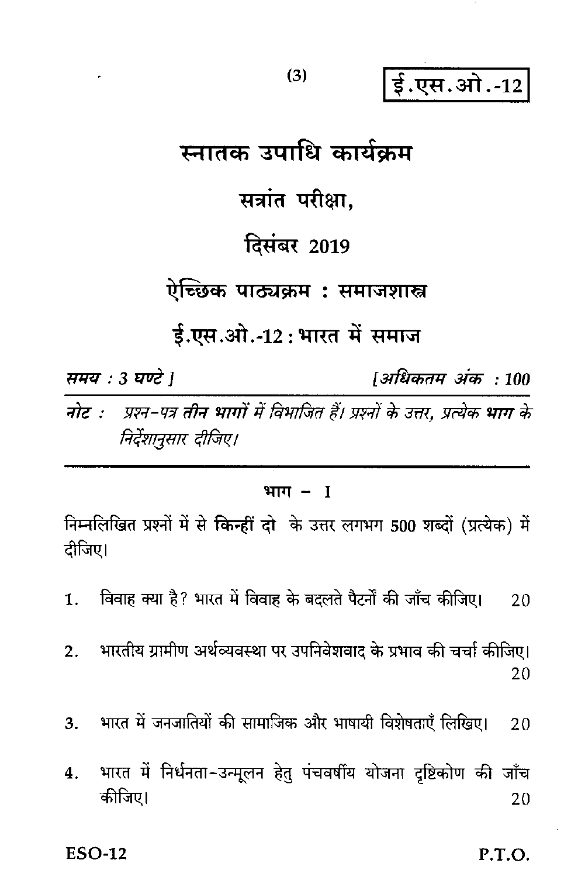ई.एस.ओ.-12

# स्नातक उपाधि कार्यक्रम

## सत्रांत परीक्षा,

## दिसंबर 2019

## ऐच्छिक पाठ्यक्रम : समाजशास्त्र

## ई.एस.ओ.-12 : भारत में समाज

*समय : 3 घण्टे ]* *[अधिकतम अंक : 100*

*नोट : प्रश्न-पत्र **तीन भागों** में विभाजित हैं। प्रश्नों के उत्तर, प्रत्येक **भाग** के निर्देशानुसार दीजिए।*

---

### भाग – I

निम्नलिखित प्रश्नों में से **किन्हीं दो** के उत्तर लगभग 500 शब्दों (प्रत्येक) में दीजिए।

1. विवाह क्या है? भारत में विवाह के बदलते पैटर्नों की जाँच कीजिए। 20

2. भारतीय ग्रामीण अर्थव्यवस्था पर उपनिवेशवाद के प्रभाव की चर्चा कीजिए। 20

3. भारत में जनजातियों की सामाजिक और भाषायी विशेषताएँ लिखिए। 20

4. भारत में निर्धनता-उन्मूलन हेतु पंचवर्षीय योजना दृष्टिकोण की जाँच कीजिए। 20

ESO-12 P.T.O.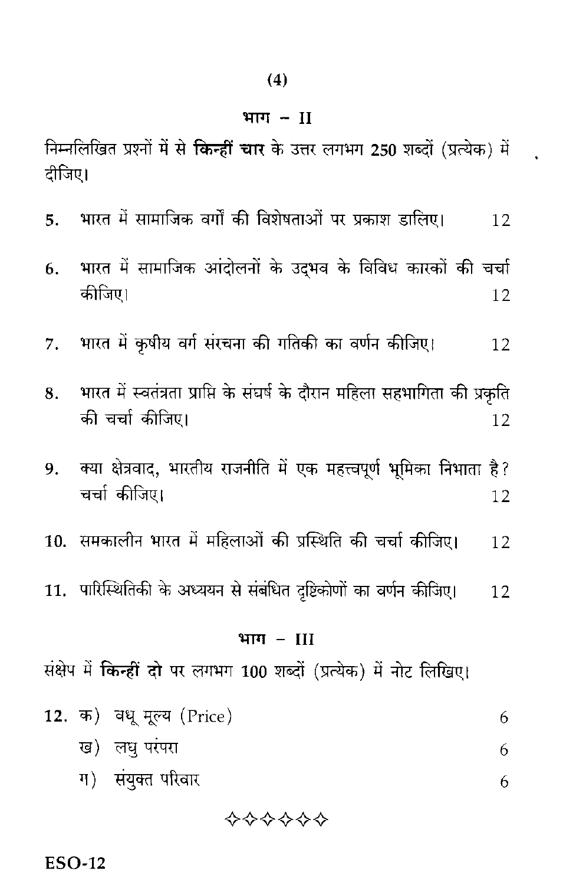## भाग – II

निम्नलिखित प्रश्नों में से **किन्हीं चार** के उत्तर लगभग **250** शब्दों (प्रत्येक) में दीजिए।

5. भारत में सामाजिक वर्गों की विशेषताओं पर प्रकाश डालिए। 12

6. भारत में सामाजिक आंदोलनों के उद्भव के विविध कारकों की चर्चा कीजिए। 12

7. भारत में कृषीय वर्ग संरचना की गतिकी का वर्णन कीजिए। 12

8. भारत में स्वतंत्रता प्राप्ति के संघर्ष के दौरान महिला सहभागिता की प्रकृति की चर्चा कीजिए। 12

9. क्या क्षेत्रवाद, भारतीय राजनीति में एक महत्त्वपूर्ण भूमिका निभाता है? चर्चा कीजिए। 12

10. समकालीन भारत में महिलाओं की प्रस्थिति की चर्चा कीजिए। 12

11. पारिस्थितिकी के अध्ययन से संबंधित दृष्टिकोणों का वर्णन कीजिए। 12

## भाग – III

संक्षेप में **किन्हीं दो** पर लगभग **100** शब्दों (प्रत्येक) में नोट लिखिए।

12. क) वधू मूल्य (Price) 6

ख) लघु परंपरा 6

ग) संयुक्त परिवार 6

✧✧✧✧✧✧

**ESO-12**